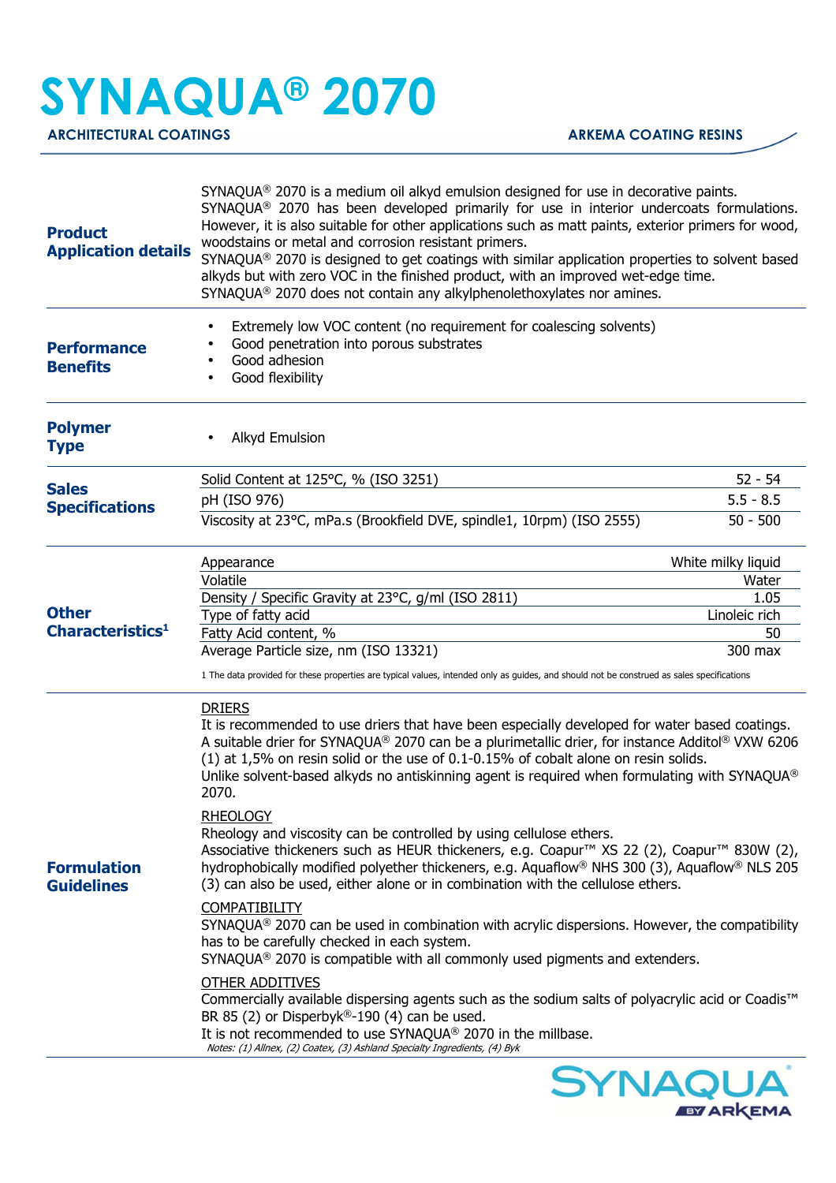# SYNAQUA® 2070

ARCHITECTURAL COATINGS

ARKEMA COATING RESINS

## Product Application details

SYNAQUA® 2070 is a medium oil alkyd emulsion designed for use in decorative paints.
SYNAQUA® 2070 has been developed primarily for use in interior undercoats formulations. However, it is also suitable for other applications such as matt paints, exterior primers for wood, woodstains or metal and corrosion resistant primers.
SYNAQUA® 2070 is designed to get coatings with similar application properties to solvent based alkyds but with zero VOC in the finished product, with an improved wet-edge time.
SYNAQUA® 2070 does not contain any alkylphenolethoxylates nor amines.

## Performance Benefits

- Extremely low VOC content (no requirement for coalescing solvents)
- Good penetration into porous substrates
- Good adhesion
- Good flexibility

## Polymer Type

- Alkyd Emulsion

## Sales Specifications

| Property | Value |
|---|---|
| Solid Content at 125°C, % (ISO 3251) | 52 - 54 |
| pH (ISO 976) | 5.5 - 8.5 |
| Viscosity at 23°C, mPa.s (Brookfield DVE, spindle1, 10rpm) (ISO 2555) | 50 - 500 |

## Other Characteristics[1]

| Property | Value |
|---|---|
| Appearance | White milky liquid |
| Volatile | Water |
| Density / Specific Gravity at 23°C, g/ml (ISO 2811) | 1.05 |
| Type of fatty acid | Linoleic rich |
| Fatty Acid content, % | 50 |
| Average Particle size, nm (ISO 13321) | 300 max |

1 The data provided for these properties are typical values, intended only as guides, and should not be construed as sales specifications

## Formulation Guidelines

DRIERS
It is recommended to use driers that have been especially developed for water based coatings. A suitable drier for SYNAQUA® 2070 can be a plurimetallic drier, for instance Additol® VXW 6206 (1) at 1,5% on resin solid or the use of 0.1-0.15% of cobalt alone on resin solids.
Unlike solvent-based alkyds no antiskinning agent is required when formulating with SYNAQUA® 2070.

RHEOLOGY
Rheology and viscosity can be controlled by using cellulose ethers.
Associative thickeners such as HEUR thickeners, e.g. Coapur™ XS 22 (2), Coapur™ 830W (2), hydrophobically modified polyether thickeners, e.g. Aquaflow® NHS 300 (3), Aquaflow® NLS 205 (3) can also be used, either alone or in combination with the cellulose ethers.

COMPATIBILITY
SYNAQUA® 2070 can be used in combination with acrylic dispersions. However, the compatibility has to be carefully checked in each system.
SYNAQUA® 2070 is compatible with all commonly used pigments and extenders.

OTHER ADDITIVES
Commercially available dispersing agents such as the sodium salts of polyacrylic acid or Coadis™ BR 85 (2) or Disperbyk®-190 (4) can be used.
It is not recommended to use SYNAQUA® 2070 in the millbase.

*Notes: (1) Allnex, (2) Coatex, (3) Ashland Specialty Ingredients, (4) Byk*

SYNAQUA BY ARKEMA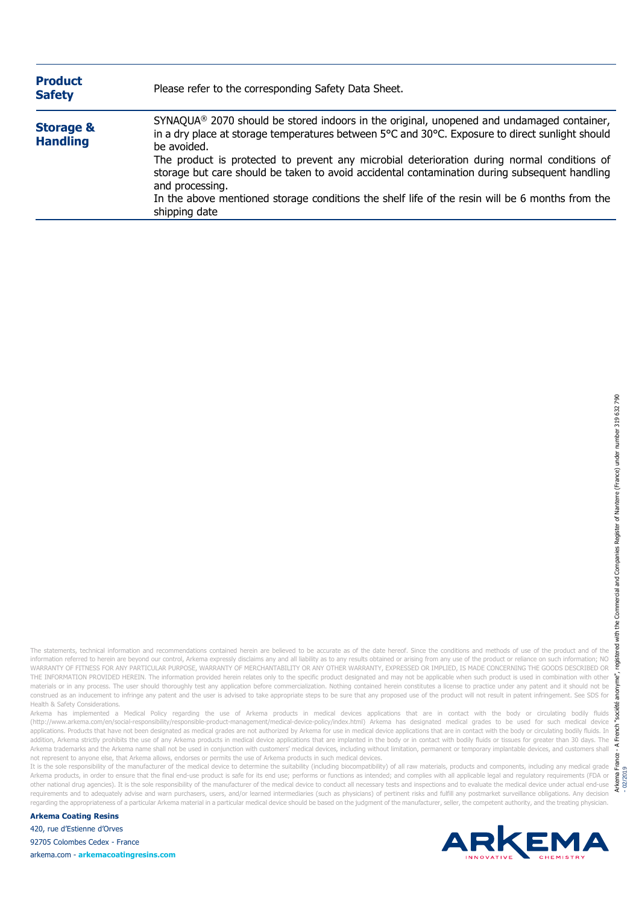| | |
|---|---|
| **Product Safety** | Please refer to the corresponding Safety Data Sheet. |
| **Storage & Handling** | SYNAQUA® 2070 should be stored indoors in the original, unopened and undamaged container, in a dry place at storage temperatures between 5°C and 30°C. Exposure to direct sunlight should be avoided.<br>The product is protected to prevent any microbial deterioration during normal conditions of storage but care should be taken to avoid accidental contamination during subsequent handling and processing.<br>In the above mentioned storage conditions the shelf life of the resin will be 6 months from the shipping date |

The statements, technical information and recommendations contained herein are believed to be accurate as of the date hereof. Since the conditions and methods of use of the product and of the information referred to herein are beyond our control, Arkema expressly disclaims any and all liability as to any results obtained or arising from any use of the product or reliance on such information; NO WARRANTY OF FITNESS FOR ANY PARTICULAR PURPOSE, WARRANTY OF MERCHANTABILITY OR ANY OTHER WARRANTY, EXPRESSED OR IMPLIED, IS MADE CONCERNING THE GOODS DESCRIBED OR THE INFORMATION PROVIDED HEREIN. The information provided herein relates only to the specific product designated and may not be applicable when such product is used in combination with other materials or in any process. The user should thoroughly test any application before commercialization. Nothing contained herein constitutes a license to practice under any patent and it should not be construed as an inducement to infringe any patent and the user is advised to take appropriate steps to be sure that any proposed use of the product will not result in patent infringement. See SDS for Health & Safety Considerations.

Arkema has implemented a Medical Policy regarding the use of Arkema products in medical devices applications that are in contact with the body or circulating bodily fluids (http://www.arkema.com/en/social-responsibility/responsible-product-management/medical-device-policy/index.html) Arkema has designated medical grades to be used for such medical device applications. Products that have not been designated as medical grades are not authorized by Arkema for use in medical device applications that are in contact with the body or circulating bodily fluids. In addition, Arkema strictly prohibits the use of any Arkema products in medical device applications that are implanted in the body or in contact with bodily fluids or tissues for greater than 30 days. The Arkema trademarks and the Arkema name shall not be used in conjunction with customers' medical devices, including without limitation, permanent or temporary implantable devices, and customers shall not represent to anyone else, that Arkema allows, endorses or permits the use of Arkema products in such medical devices.

It is the sole responsibility of the manufacturer of the medical device to determine the suitability (including biocompatibility) of all raw materials, products and components, including any medical grade Arkema products, in order to ensure that the final end-use product is safe for its end use; performs or functions as intended; and complies with all applicable legal and regulatory requirements (FDA or other national drug agencies). It is the sole responsibility of the manufacturer of the medical device to conduct all necessary tests and inspections and to evaluate the medical device under actual end-use requirements and to adequately advise and warn purchasers, users, and/or learned intermediaries (such as physicians) of pertinent risks and fulfill any postmarket surveillance obligations. Any decision regarding the appropriateness of a particular Arkema material in a particular medical device should be based on the judgment of the manufacturer, seller, the competent authority, and the treating physician.

**Arkema Coating Resins**
420, rue d'Estienne d'Orves
92705 Colombes Cedex - France
arkema.com - **arkemacoatingresins.com**

Arkema France - A French "société anonyme", registered with the Commercial and Companies Register of Nanterre (France) under number 319 632 790 - 02/2019